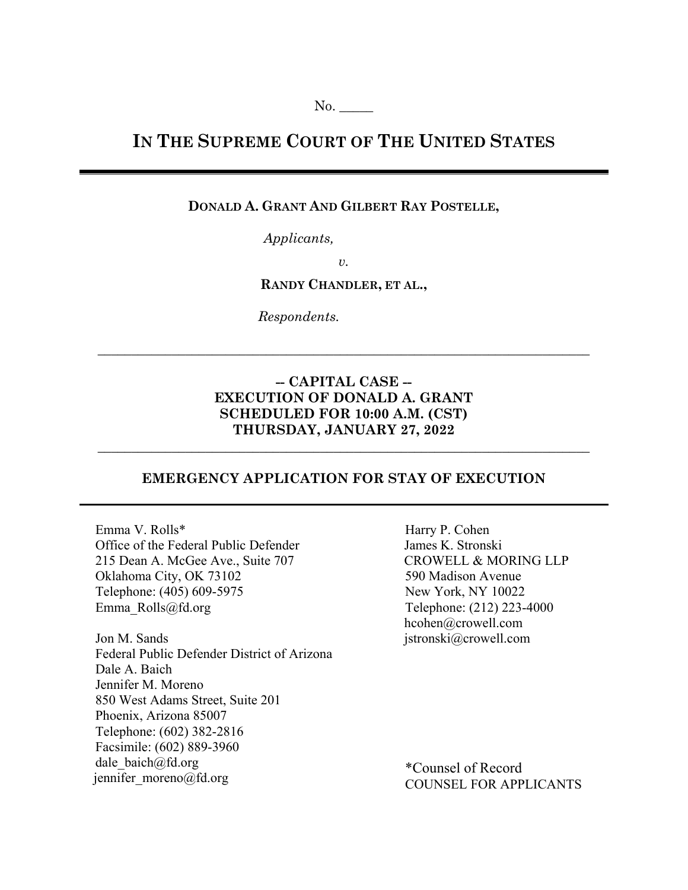No. _____

# IN THE SUPREME COURT OF THE UNITED STATES

---

**DONALD A. GRANT AND GILBERT RAY POSTELLE,**

*Applicants,*

*v.*

**RANDY CHANDLER, ET AL.,**

*Respondents.*

---

**-- CAPITAL CASE --**
**EXECUTION OF DONALD A. GRANT**
**SCHEDULED FOR 10:00 A.M. (CST)**
**THURSDAY, JANUARY 27, 2022**

---

## EMERGENCY APPLICATION FOR STAY OF EXECUTION

---

Emma V. Rolls*
Office of the Federal Public Defender
215 Dean A. McGee Ave., Suite 707
Oklahoma City, OK 73102
Telephone: (405) 609-5975
Emma_Rolls@fd.org

Jon M. Sands
Federal Public Defender District of Arizona
Dale A. Baich
Jennifer M. Moreno
850 West Adams Street, Suite 201
Phoenix, Arizona 85007
Telephone: (602) 382-2816
Facsimile: (602) 889-3960
dale_baich@fd.org
jennifer_moreno@fd.org

Harry P. Cohen
James K. Stronski
CROWELL & MORING LLP
590 Madison Avenue
New York, NY 10022
Telephone: (212) 223-4000
hcohen@crowell.com
jstronski@crowell.com

*Counsel of Record
COUNSEL FOR APPLICANTS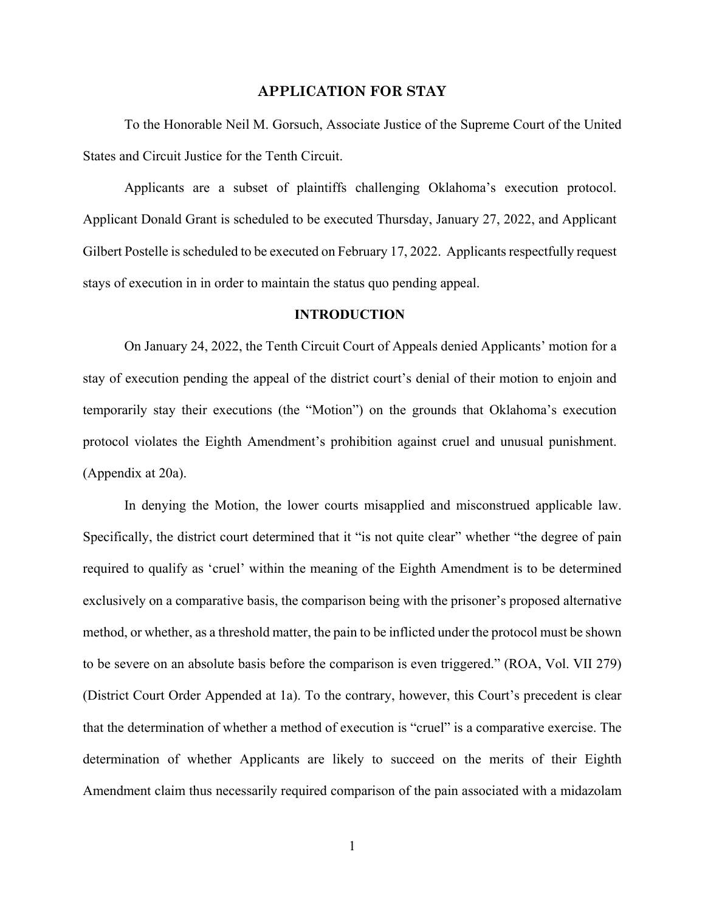## APPLICATION FOR STAY

To the Honorable Neil M. Gorsuch, Associate Justice of the Supreme Court of the United States and Circuit Justice for the Tenth Circuit.

Applicants are a subset of plaintiffs challenging Oklahoma's execution protocol. Applicant Donald Grant is scheduled to be executed Thursday, January 27, 2022, and Applicant Gilbert Postelle is scheduled to be executed on February 17, 2022. Applicants respectfully request stays of execution in in order to maintain the status quo pending appeal.

## INTRODUCTION

On January 24, 2022, the Tenth Circuit Court of Appeals denied Applicants' motion for a stay of execution pending the appeal of the district court's denial of their motion to enjoin and temporarily stay their executions (the "Motion") on the grounds that Oklahoma's execution protocol violates the Eighth Amendment's prohibition against cruel and unusual punishment. (Appendix at 20a).

In denying the Motion, the lower courts misapplied and misconstrued applicable law. Specifically, the district court determined that it "is not quite clear" whether "the degree of pain required to qualify as 'cruel' within the meaning of the Eighth Amendment is to be determined exclusively on a comparative basis, the comparison being with the prisoner's proposed alternative method, or whether, as a threshold matter, the pain to be inflicted under the protocol must be shown to be severe on an absolute basis before the comparison is even triggered." (ROA, Vol. VII 279) (District Court Order Appended at 1a). To the contrary, however, this Court's precedent is clear that the determination of whether a method of execution is "cruel" is a comparative exercise. The determination of whether Applicants are likely to succeed on the merits of their Eighth Amendment claim thus necessarily required comparison of the pain associated with a midazolam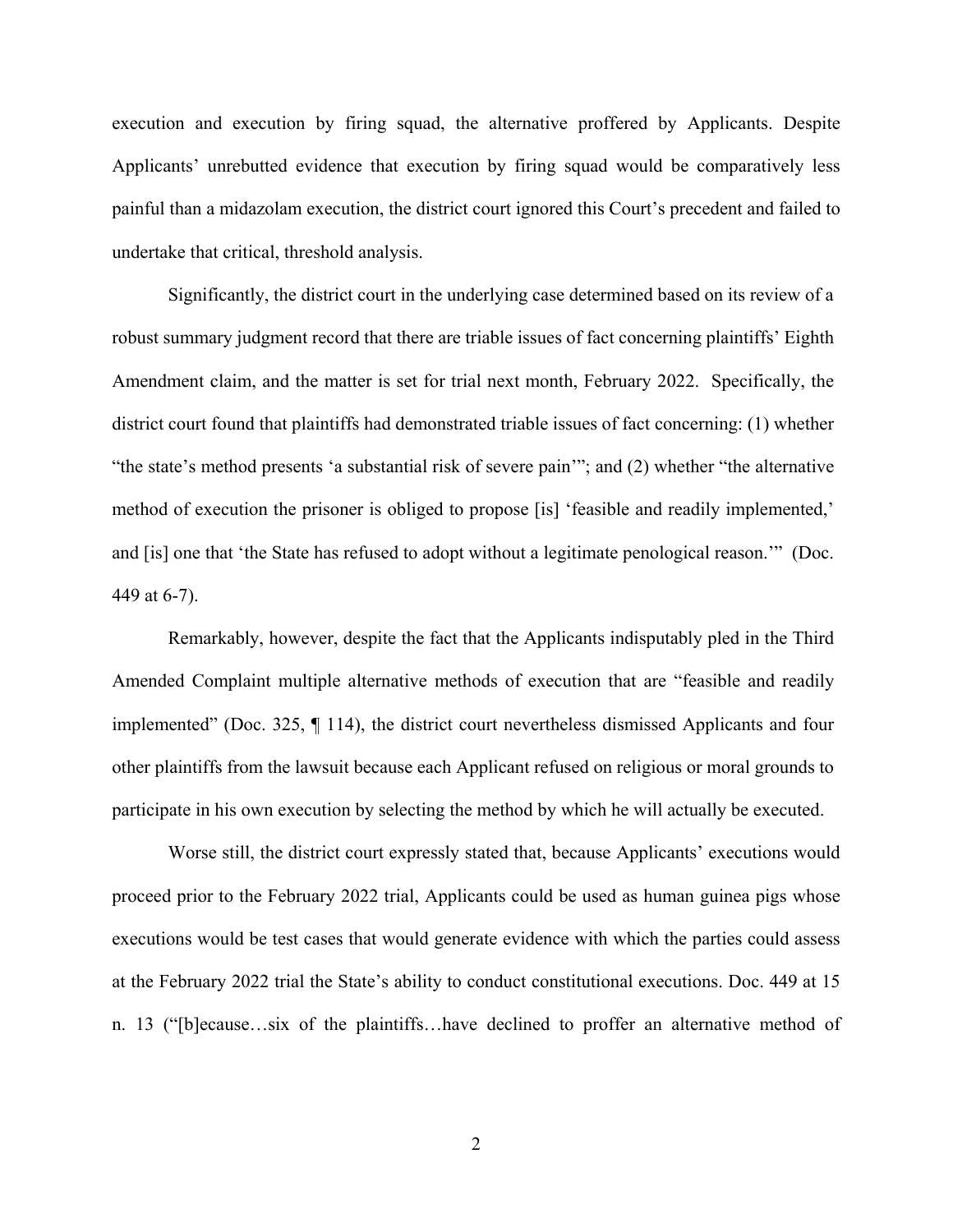execution and execution by firing squad, the alternative proffered by Applicants. Despite Applicants' unrebutted evidence that execution by firing squad would be comparatively less painful than a midazolam execution, the district court ignored this Court's precedent and failed to undertake that critical, threshold analysis.

Significantly, the district court in the underlying case determined based on its review of a robust summary judgment record that there are triable issues of fact concerning plaintiffs' Eighth Amendment claim, and the matter is set for trial next month, February 2022. Specifically, the district court found that plaintiffs had demonstrated triable issues of fact concerning: (1) whether "the state's method presents 'a substantial risk of severe pain'"; and (2) whether "the alternative method of execution the prisoner is obliged to propose [is] 'feasible and readily implemented,' and [is] one that 'the State has refused to adopt without a legitimate penological reason.'" (Doc. 449 at 6-7).

Remarkably, however, despite the fact that the Applicants indisputably pled in the Third Amended Complaint multiple alternative methods of execution that are "feasible and readily implemented" (Doc. 325, ¶ 114), the district court nevertheless dismissed Applicants and four other plaintiffs from the lawsuit because each Applicant refused on religious or moral grounds to participate in his own execution by selecting the method by which he will actually be executed.

Worse still, the district court expressly stated that, because Applicants' executions would proceed prior to the February 2022 trial, Applicants could be used as human guinea pigs whose executions would be test cases that would generate evidence with which the parties could assess at the February 2022 trial the State's ability to conduct constitutional executions. Doc. 449 at 15 n. 13 ("[b]ecause…six of the plaintiffs…have declined to proffer an alternative method of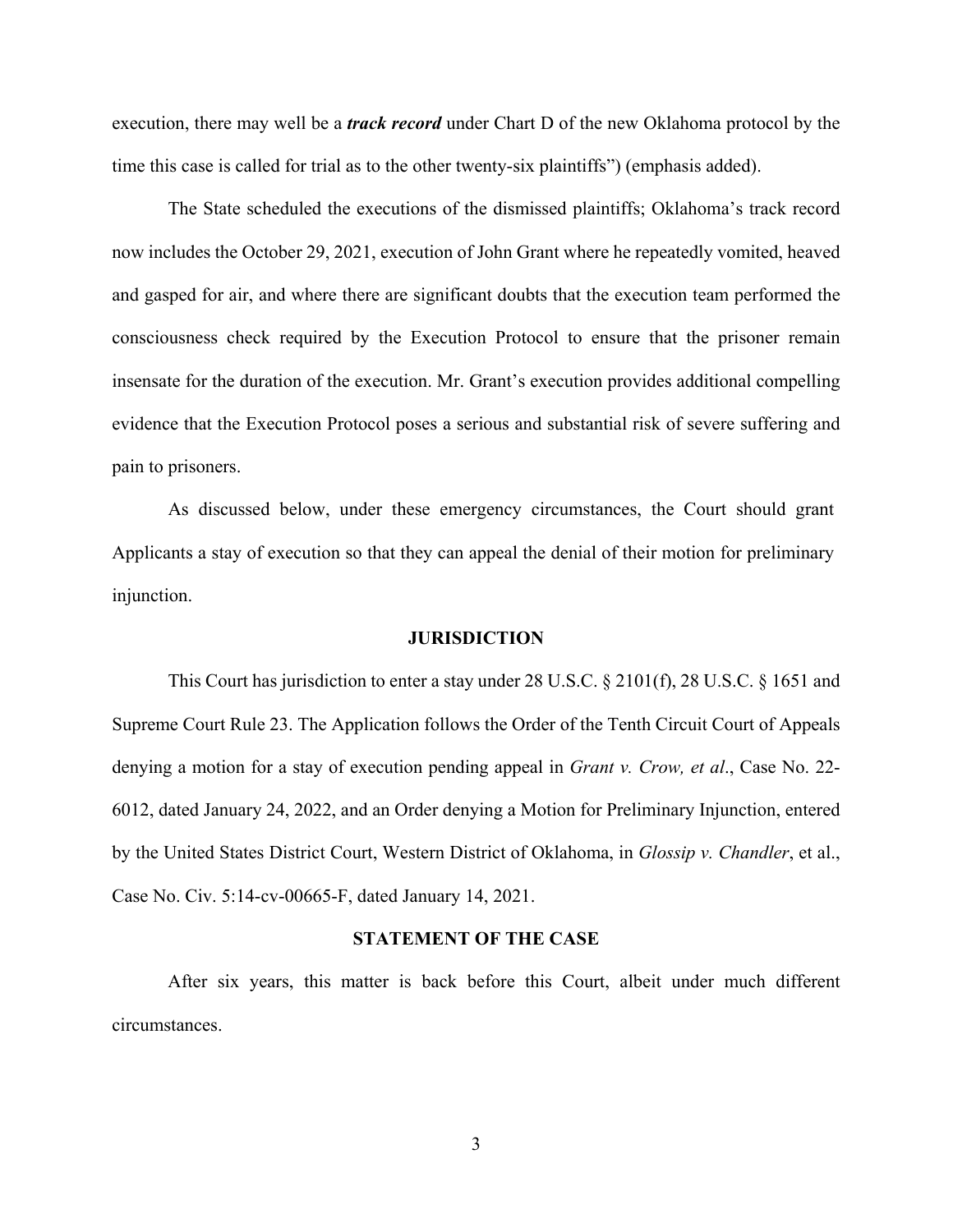execution, there may well be a ***track record*** under Chart D of the new Oklahoma protocol by the time this case is called for trial as to the other twenty-six plaintiffs") (emphasis added).

The State scheduled the executions of the dismissed plaintiffs; Oklahoma's track record now includes the October 29, 2021, execution of John Grant where he repeatedly vomited, heaved and gasped for air, and where there are significant doubts that the execution team performed the consciousness check required by the Execution Protocol to ensure that the prisoner remain insensate for the duration of the execution. Mr. Grant's execution provides additional compelling evidence that the Execution Protocol poses a serious and substantial risk of severe suffering and pain to prisoners.

As discussed below, under these emergency circumstances, the Court should grant Applicants a stay of execution so that they can appeal the denial of their motion for preliminary injunction.

## JURISDICTION

This Court has jurisdiction to enter a stay under 28 U.S.C. § 2101(f), 28 U.S.C. § 1651 and Supreme Court Rule 23. The Application follows the Order of the Tenth Circuit Court of Appeals denying a motion for a stay of execution pending appeal in *Grant v. Crow, et al*., Case No. 22-6012, dated January 24, 2022, and an Order denying a Motion for Preliminary Injunction, entered by the United States District Court, Western District of Oklahoma, in *Glossip v. Chandler*, et al., Case No. Civ. 5:14-cv-00665-F, dated January 14, 2021.

## STATEMENT OF THE CASE

After six years, this matter is back before this Court, albeit under much different circumstances.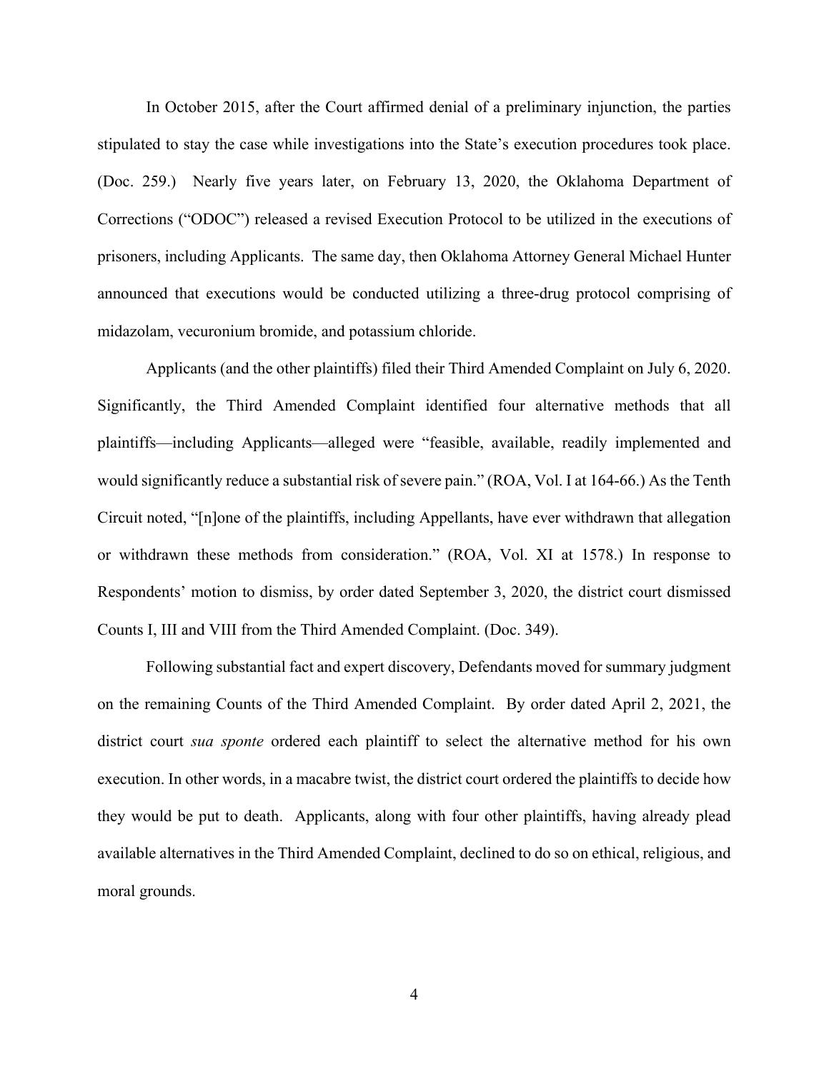In October 2015, after the Court affirmed denial of a preliminary injunction, the parties stipulated to stay the case while investigations into the State's execution procedures took place. (Doc. 259.) Nearly five years later, on February 13, 2020, the Oklahoma Department of Corrections ("ODOC") released a revised Execution Protocol to be utilized in the executions of prisoners, including Applicants. The same day, then Oklahoma Attorney General Michael Hunter announced that executions would be conducted utilizing a three-drug protocol comprising of midazolam, vecuronium bromide, and potassium chloride.

Applicants (and the other plaintiffs) filed their Third Amended Complaint on July 6, 2020. Significantly, the Third Amended Complaint identified four alternative methods that all plaintiffs—including Applicants—alleged were "feasible, available, readily implemented and would significantly reduce a substantial risk of severe pain." (ROA, Vol. I at 164-66.) As the Tenth Circuit noted, "[n]one of the plaintiffs, including Appellants, have ever withdrawn that allegation or withdrawn these methods from consideration." (ROA, Vol. XI at 1578.) In response to Respondents' motion to dismiss, by order dated September 3, 2020, the district court dismissed Counts I, III and VIII from the Third Amended Complaint. (Doc. 349).

Following substantial fact and expert discovery, Defendants moved for summary judgment on the remaining Counts of the Third Amended Complaint. By order dated April 2, 2021, the district court *sua sponte* ordered each plaintiff to select the alternative method for his own execution. In other words, in a macabre twist, the district court ordered the plaintiffs to decide how they would be put to death. Applicants, along with four other plaintiffs, having already plead available alternatives in the Third Amended Complaint, declined to do so on ethical, religious, and moral grounds.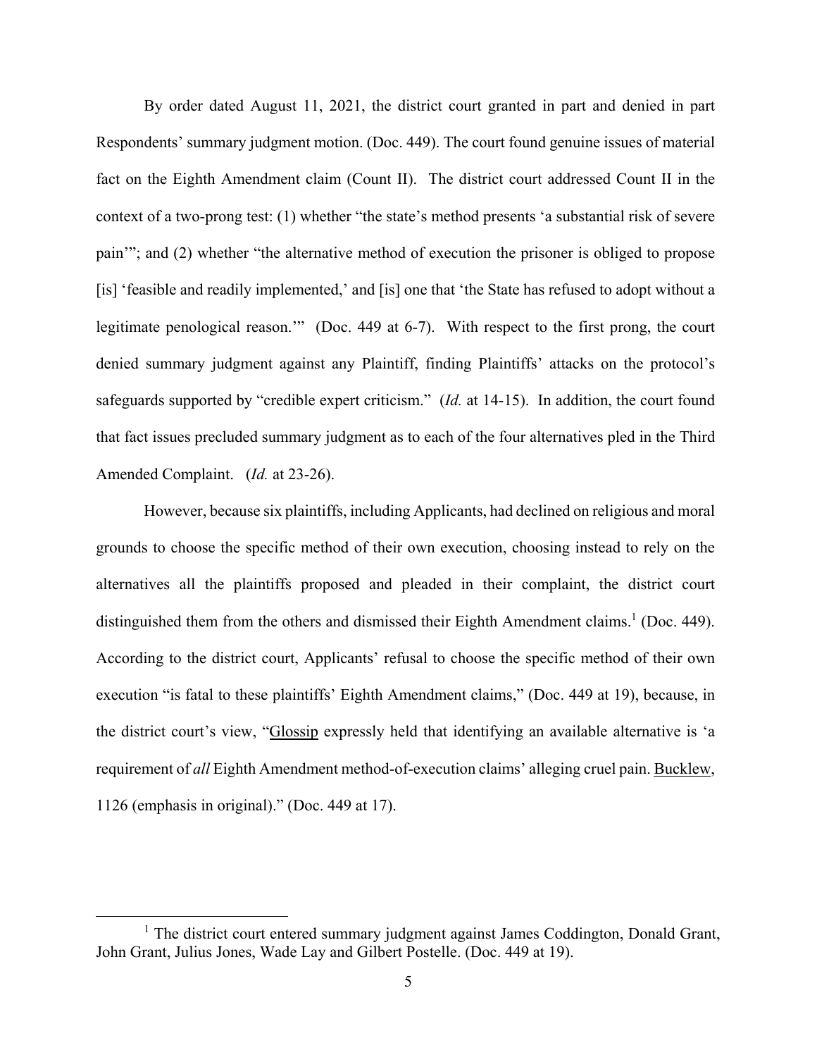By order dated August 11, 2021, the district court granted in part and denied in part Respondents' summary judgment motion. (Doc. 449). The court found genuine issues of material fact on the Eighth Amendment claim (Count II). The district court addressed Count II in the context of a two-prong test: (1) whether "the state's method presents 'a substantial risk of severe pain'"; and (2) whether "the alternative method of execution the prisoner is obliged to propose [is] 'feasible and readily implemented,' and [is] one that 'the State has refused to adopt without a legitimate penological reason.'" (Doc. 449 at 6-7). With respect to the first prong, the court denied summary judgment against any Plaintiff, finding Plaintiffs' attacks on the protocol's safeguards supported by "credible expert criticism." (*Id.* at 14-15). In addition, the court found that fact issues precluded summary judgment as to each of the four alternatives pled in the Third Amended Complaint. (*Id.* at 23-26).

However, because six plaintiffs, including Applicants, had declined on religious and moral grounds to choose the specific method of their own execution, choosing instead to rely on the alternatives all the plaintiffs proposed and pleaded in their complaint, the district court distinguished them from the others and dismissed their Eighth Amendment claims.[1] (Doc. 449). According to the district court, Applicants' refusal to choose the specific method of their own execution "is fatal to these plaintiffs' Eighth Amendment claims," (Doc. 449 at 19), because, in the district court's view, "Glossip expressly held that identifying an available alternative is 'a requirement of *all* Eighth Amendment method-of-execution claims' alleging cruel pain. Bucklew, 1126 (emphasis in original)." (Doc. 449 at 17).

[1] The district court entered summary judgment against James Coddington, Donald Grant, John Grant, Julius Jones, Wade Lay and Gilbert Postelle. (Doc. 449 at 19).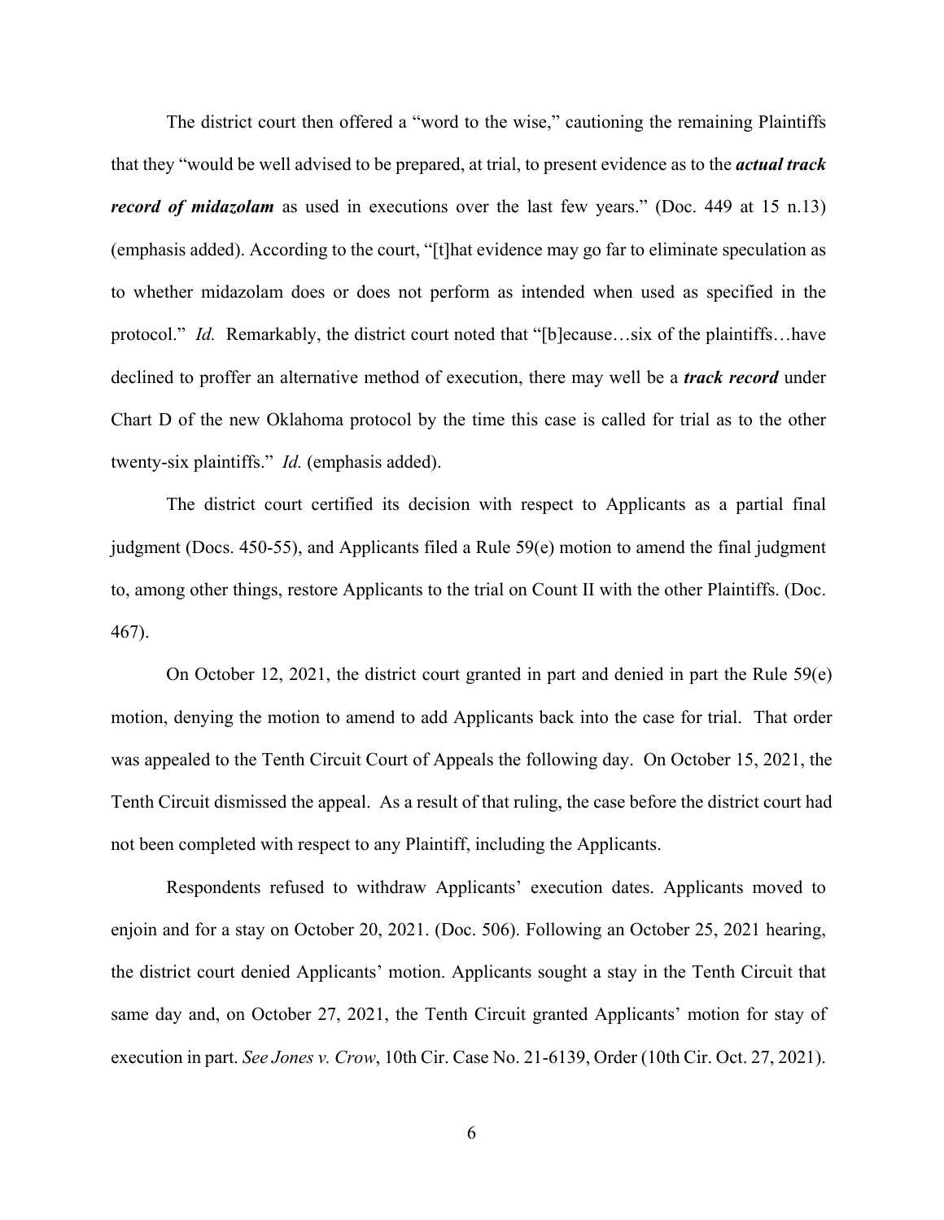The district court then offered a "word to the wise," cautioning the remaining Plaintiffs that they "would be well advised to be prepared, at trial, to present evidence as to the ***actual track record of midazolam*** as used in executions over the last few years." (Doc. 449 at 15 n.13) (emphasis added). According to the court, "[t]hat evidence may go far to eliminate speculation as to whether midazolam does or does not perform as intended when used as specified in the protocol." *Id.* Remarkably, the district court noted that "[b]ecause…six of the plaintiffs…have declined to proffer an alternative method of execution, there may well be a ***track record*** under Chart D of the new Oklahoma protocol by the time this case is called for trial as to the other twenty-six plaintiffs." *Id.* (emphasis added).

The district court certified its decision with respect to Applicants as a partial final judgment (Docs. 450-55), and Applicants filed a Rule 59(e) motion to amend the final judgment to, among other things, restore Applicants to the trial on Count II with the other Plaintiffs. (Doc. 467).

On October 12, 2021, the district court granted in part and denied in part the Rule 59(e) motion, denying the motion to amend to add Applicants back into the case for trial. That order was appealed to the Tenth Circuit Court of Appeals the following day. On October 15, 2021, the Tenth Circuit dismissed the appeal. As a result of that ruling, the case before the district court had not been completed with respect to any Plaintiff, including the Applicants.

Respondents refused to withdraw Applicants' execution dates. Applicants moved to enjoin and for a stay on October 20, 2021. (Doc. 506). Following an October 25, 2021 hearing, the district court denied Applicants' motion. Applicants sought a stay in the Tenth Circuit that same day and, on October 27, 2021, the Tenth Circuit granted Applicants' motion for stay of execution in part. *See Jones v. Crow*, 10th Cir. Case No. 21-6139, Order (10th Cir. Oct. 27, 2021).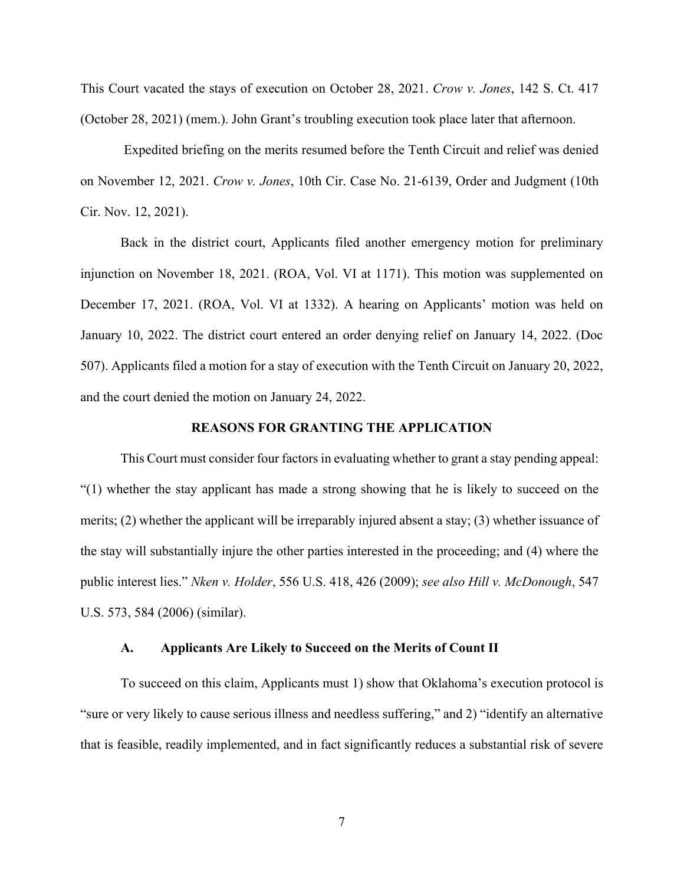This Court vacated the stays of execution on October 28, 2021. *Crow v. Jones*, 142 S. Ct. 417 (October 28, 2021) (mem.). John Grant's troubling execution took place later that afternoon.

Expedited briefing on the merits resumed before the Tenth Circuit and relief was denied on November 12, 2021. *Crow v. Jones*, 10th Cir. Case No. 21-6139, Order and Judgment (10th Cir. Nov. 12, 2021).

Back in the district court, Applicants filed another emergency motion for preliminary injunction on November 18, 2021. (ROA, Vol. VI at 1171). This motion was supplemented on December 17, 2021. (ROA, Vol. VI at 1332). A hearing on Applicants' motion was held on January 10, 2022. The district court entered an order denying relief on January 14, 2022. (Doc 507). Applicants filed a motion for a stay of execution with the Tenth Circuit on January 20, 2022, and the court denied the motion on January 24, 2022.

## REASONS FOR GRANTING THE APPLICATION

This Court must consider four factors in evaluating whether to grant a stay pending appeal: "(1) whether the stay applicant has made a strong showing that he is likely to succeed on the merits; (2) whether the applicant will be irreparably injured absent a stay; (3) whether issuance of the stay will substantially injure the other parties interested in the proceeding; and (4) where the public interest lies." *Nken v. Holder*, 556 U.S. 418, 426 (2009); *see also Hill v. McDonough*, 547 U.S. 573, 584 (2006) (similar).

### A. Applicants Are Likely to Succeed on the Merits of Count II

To succeed on this claim, Applicants must 1) show that Oklahoma's execution protocol is "sure or very likely to cause serious illness and needless suffering," and 2) "identify an alternative that is feasible, readily implemented, and in fact significantly reduces a substantial risk of severe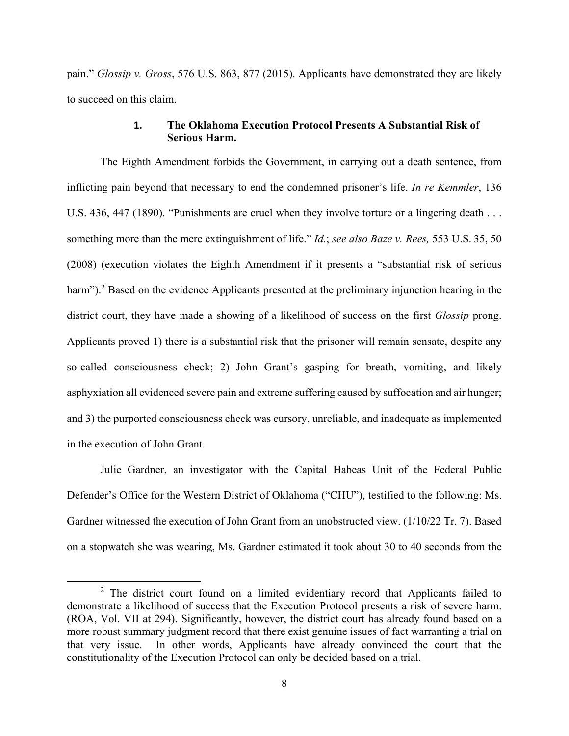pain." *Glossip v. Gross*, 576 U.S. 863, 877 (2015). Applicants have demonstrated they are likely to succeed on this claim.

### 1. The Oklahoma Execution Protocol Presents A Substantial Risk of Serious Harm.

The Eighth Amendment forbids the Government, in carrying out a death sentence, from inflicting pain beyond that necessary to end the condemned prisoner's life. *In re Kemmler*, 136 U.S. 436, 447 (1890). "Punishments are cruel when they involve torture or a lingering death . . . something more than the mere extinguishment of life." *Id.*; *see also Baze v. Rees,* 553 U.S. 35, 50 (2008) (execution violates the Eighth Amendment if it presents a "substantial risk of serious harm").[2] Based on the evidence Applicants presented at the preliminary injunction hearing in the district court, they have made a showing of a likelihood of success on the first *Glossip* prong. Applicants proved 1) there is a substantial risk that the prisoner will remain sensate, despite any so-called consciousness check; 2) John Grant's gasping for breath, vomiting, and likely asphyxiation all evidenced severe pain and extreme suffering caused by suffocation and air hunger; and 3) the purported consciousness check was cursory, unreliable, and inadequate as implemented in the execution of John Grant.

Julie Gardner, an investigator with the Capital Habeas Unit of the Federal Public Defender's Office for the Western District of Oklahoma ("CHU"), testified to the following: Ms. Gardner witnessed the execution of John Grant from an unobstructed view. (1/10/22 Tr. 7). Based on a stopwatch she was wearing, Ms. Gardner estimated it took about 30 to 40 seconds from the

---

[2] The district court found on a limited evidentiary record that Applicants failed to demonstrate a likelihood of success that the Execution Protocol presents a risk of severe harm. (ROA, Vol. VII at 294). Significantly, however, the district court has already found based on a more robust summary judgment record that there exist genuine issues of fact warranting a trial on that very issue. In other words, Applicants have already convinced the court that the constitutionality of the Execution Protocol can only be decided based on a trial.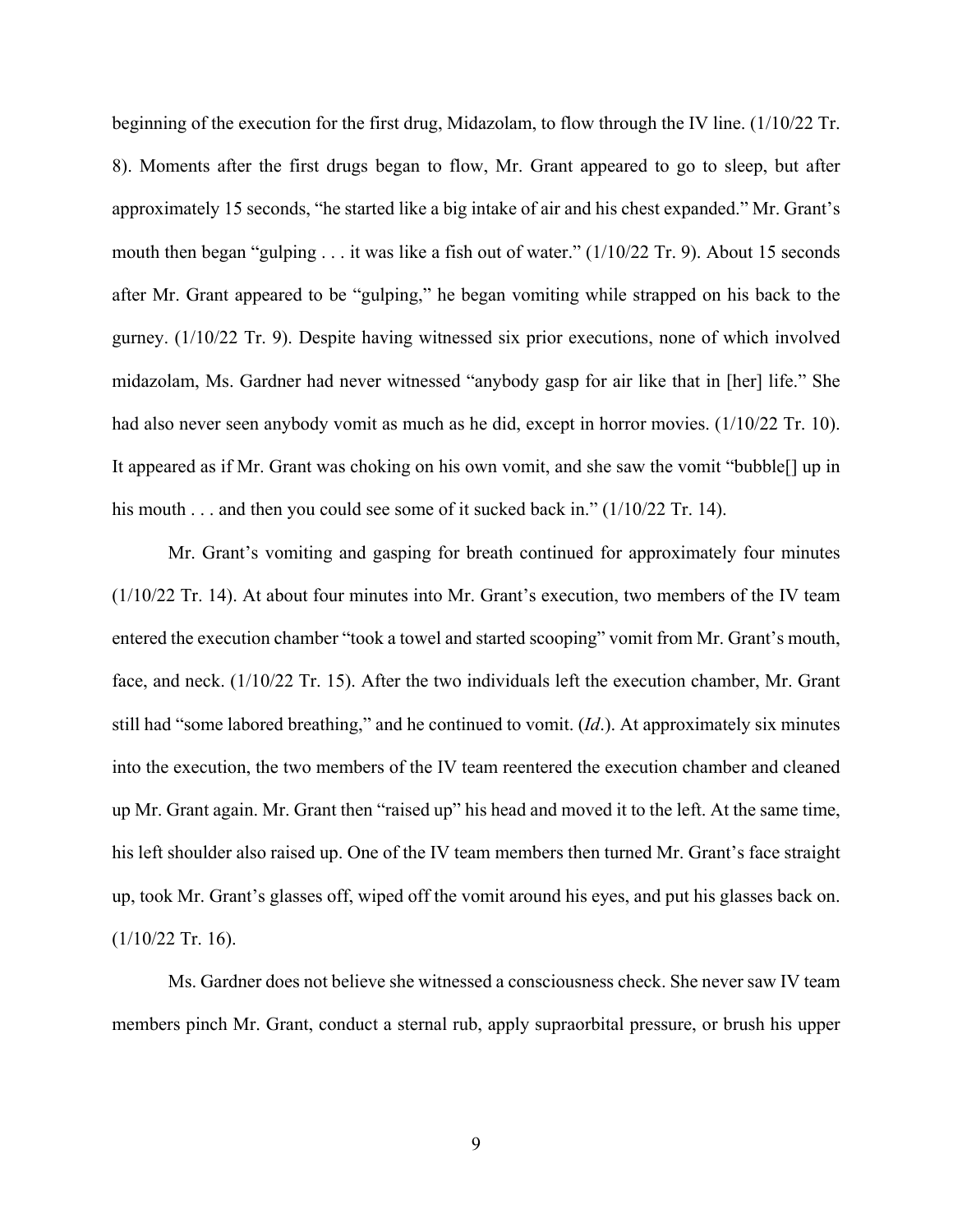beginning of the execution for the first drug, Midazolam, to flow through the IV line. (1/10/22 Tr. 8). Moments after the first drugs began to flow, Mr. Grant appeared to go to sleep, but after approximately 15 seconds, "he started like a big intake of air and his chest expanded." Mr. Grant's mouth then began "gulping . . . it was like a fish out of water." (1/10/22 Tr. 9). About 15 seconds after Mr. Grant appeared to be "gulping," he began vomiting while strapped on his back to the gurney. (1/10/22 Tr. 9). Despite having witnessed six prior executions, none of which involved midazolam, Ms. Gardner had never witnessed "anybody gasp for air like that in [her] life." She had also never seen anybody vomit as much as he did, except in horror movies. (1/10/22 Tr. 10). It appeared as if Mr. Grant was choking on his own vomit, and she saw the vomit "bubble[] up in his mouth . . . and then you could see some of it sucked back in." (1/10/22 Tr. 14).

Mr. Grant's vomiting and gasping for breath continued for approximately four minutes (1/10/22 Tr. 14). At about four minutes into Mr. Grant's execution, two members of the IV team entered the execution chamber "took a towel and started scooping" vomit from Mr. Grant's mouth, face, and neck. (1/10/22 Tr. 15). After the two individuals left the execution chamber, Mr. Grant still had "some labored breathing," and he continued to vomit. (*Id*.). At approximately six minutes into the execution, the two members of the IV team reentered the execution chamber and cleaned up Mr. Grant again. Mr. Grant then "raised up" his head and moved it to the left. At the same time, his left shoulder also raised up. One of the IV team members then turned Mr. Grant's face straight up, took Mr. Grant's glasses off, wiped off the vomit around his eyes, and put his glasses back on. (1/10/22 Tr. 16).

Ms. Gardner does not believe she witnessed a consciousness check. She never saw IV team members pinch Mr. Grant, conduct a sternal rub, apply supraorbital pressure, or brush his upper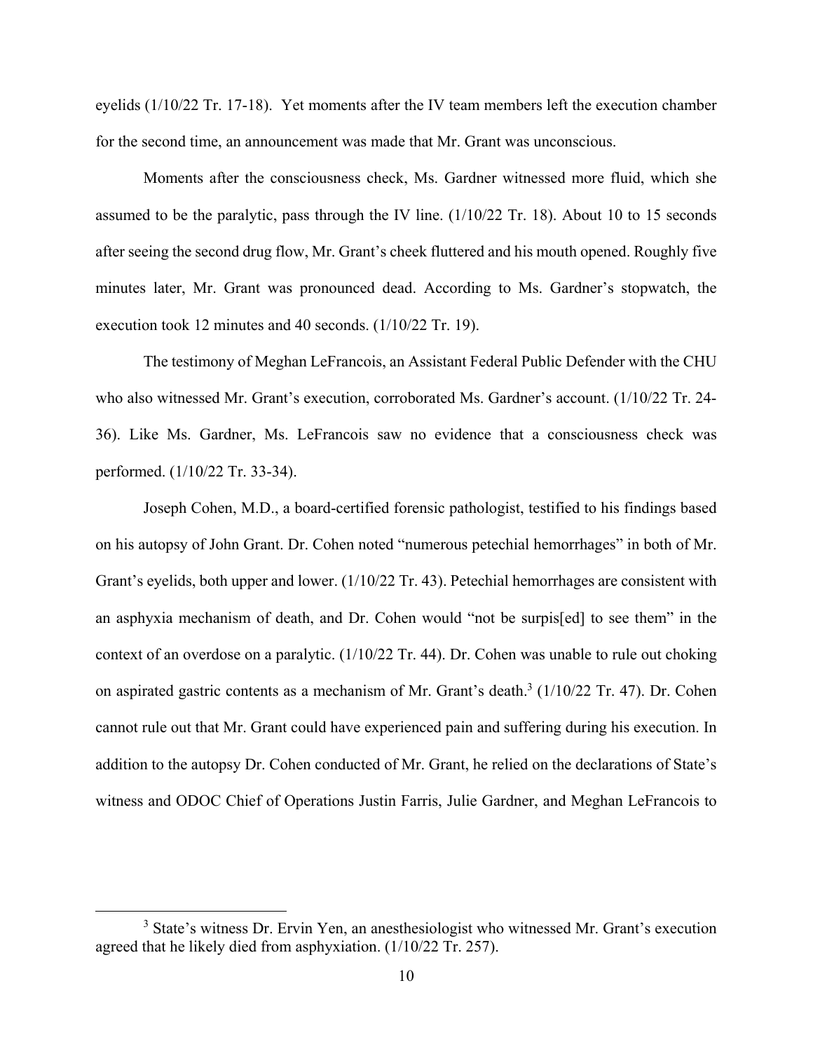eyelids (1/10/22 Tr. 17-18). Yet moments after the IV team members left the execution chamber for the second time, an announcement was made that Mr. Grant was unconscious.

Moments after the consciousness check, Ms. Gardner witnessed more fluid, which she assumed to be the paralytic, pass through the IV line. (1/10/22 Tr. 18). About 10 to 15 seconds after seeing the second drug flow, Mr. Grant's cheek fluttered and his mouth opened. Roughly five minutes later, Mr. Grant was pronounced dead. According to Ms. Gardner's stopwatch, the execution took 12 minutes and 40 seconds. (1/10/22 Tr. 19).

The testimony of Meghan LeFrancois, an Assistant Federal Public Defender with the CHU who also witnessed Mr. Grant's execution, corroborated Ms. Gardner's account. (1/10/22 Tr. 24-36). Like Ms. Gardner, Ms. LeFrancois saw no evidence that a consciousness check was performed. (1/10/22 Tr. 33-34).

Joseph Cohen, M.D., a board-certified forensic pathologist, testified to his findings based on his autopsy of John Grant. Dr. Cohen noted "numerous petechial hemorrhages" in both of Mr. Grant's eyelids, both upper and lower. (1/10/22 Tr. 43). Petechial hemorrhages are consistent with an asphyxia mechanism of death, and Dr. Cohen would "not be surpis[ed] to see them" in the context of an overdose on a paralytic. (1/10/22 Tr. 44). Dr. Cohen was unable to rule out choking on aspirated gastric contents as a mechanism of Mr. Grant's death.[3] (1/10/22 Tr. 47). Dr. Cohen cannot rule out that Mr. Grant could have experienced pain and suffering during his execution. In addition to the autopsy Dr. Cohen conducted of Mr. Grant, he relied on the declarations of State's witness and ODOC Chief of Operations Justin Farris, Julie Gardner, and Meghan LeFrancois to

---

[3] State's witness Dr. Ervin Yen, an anesthesiologist who witnessed Mr. Grant's execution agreed that he likely died from asphyxiation. (1/10/22 Tr. 257).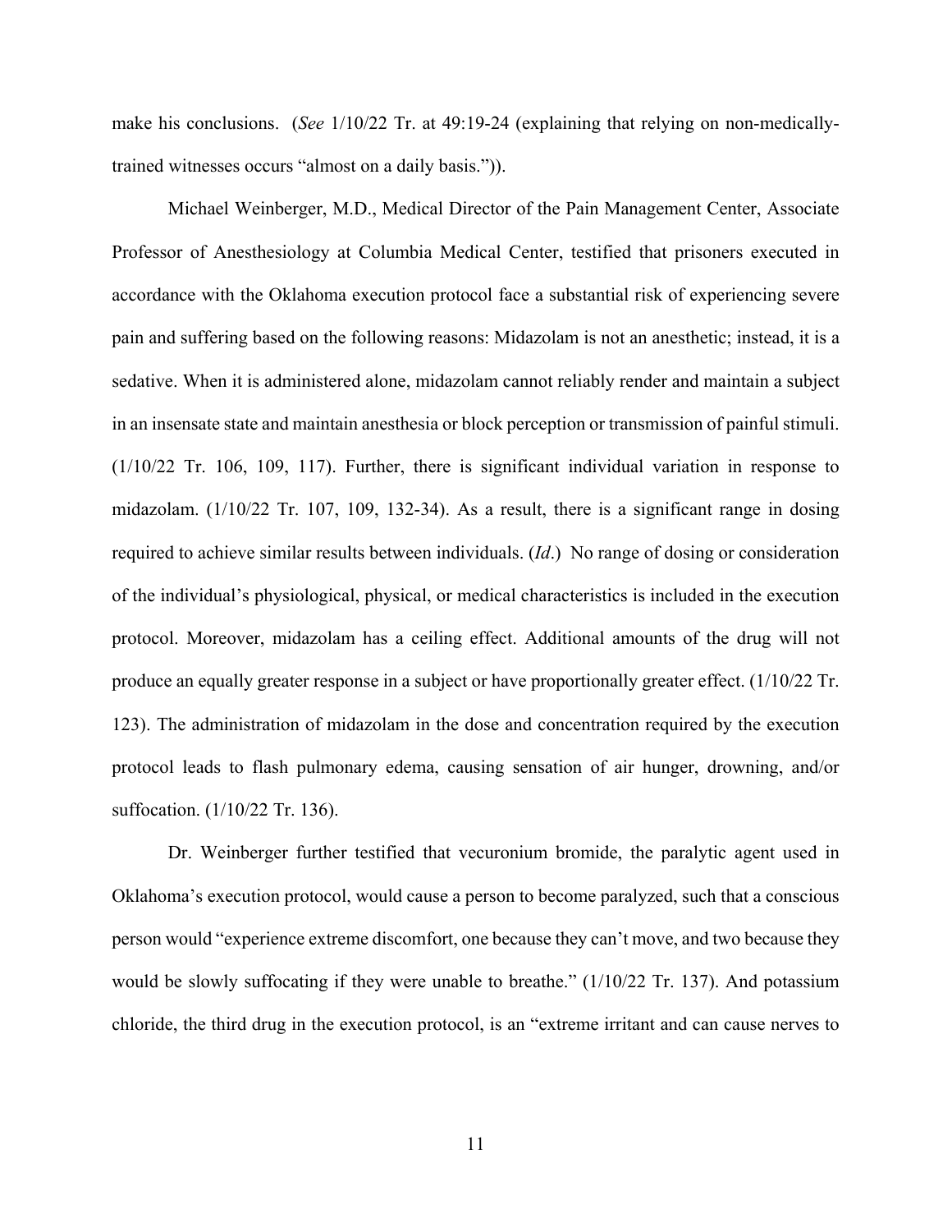make his conclusions. (*See* 1/10/22 Tr. at 49:19-24 (explaining that relying on non-medically-trained witnesses occurs "almost on a daily basis.")).

Michael Weinberger, M.D., Medical Director of the Pain Management Center, Associate Professor of Anesthesiology at Columbia Medical Center, testified that prisoners executed in accordance with the Oklahoma execution protocol face a substantial risk of experiencing severe pain and suffering based on the following reasons: Midazolam is not an anesthetic; instead, it is a sedative. When it is administered alone, midazolam cannot reliably render and maintain a subject in an insensate state and maintain anesthesia or block perception or transmission of painful stimuli. (1/10/22 Tr. 106, 109, 117). Further, there is significant individual variation in response to midazolam. (1/10/22 Tr. 107, 109, 132-34). As a result, there is a significant range in dosing required to achieve similar results between individuals. (*Id*.) No range of dosing or consideration of the individual's physiological, physical, or medical characteristics is included in the execution protocol. Moreover, midazolam has a ceiling effect. Additional amounts of the drug will not produce an equally greater response in a subject or have proportionally greater effect. (1/10/22 Tr. 123). The administration of midazolam in the dose and concentration required by the execution protocol leads to flash pulmonary edema, causing sensation of air hunger, drowning, and/or suffocation. (1/10/22 Tr. 136).

Dr. Weinberger further testified that vecuronium bromide, the paralytic agent used in Oklahoma's execution protocol, would cause a person to become paralyzed, such that a conscious person would "experience extreme discomfort, one because they can't move, and two because they would be slowly suffocating if they were unable to breathe." (1/10/22 Tr. 137). And potassium chloride, the third drug in the execution protocol, is an "extreme irritant and can cause nerves to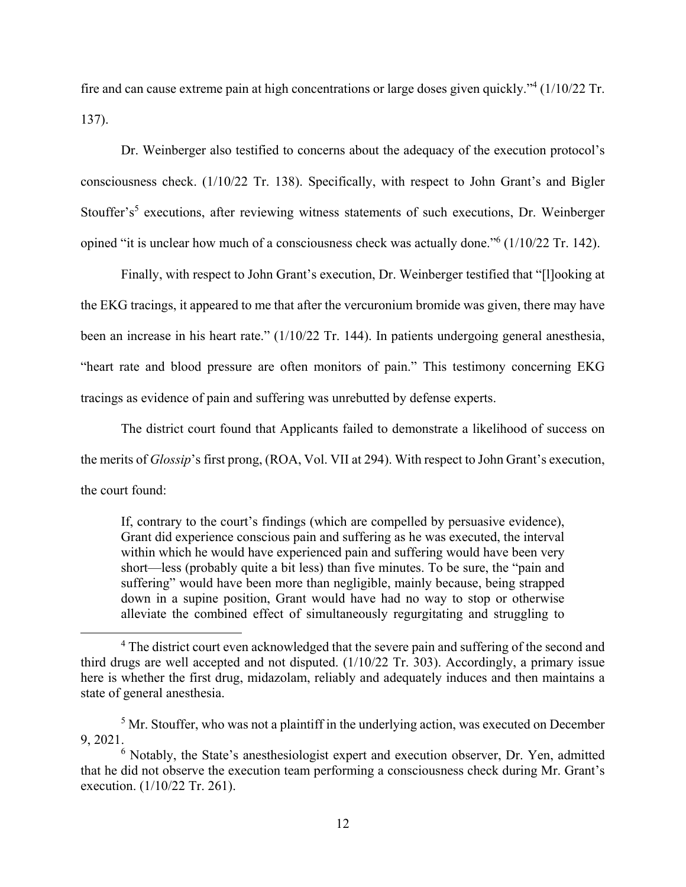fire and can cause extreme pain at high concentrations or large doses given quickly."[4] (1/10/22 Tr. 137).

Dr. Weinberger also testified to concerns about the adequacy of the execution protocol's consciousness check. (1/10/22 Tr. 138). Specifically, with respect to John Grant's and Bigler Stouffer's[5] executions, after reviewing witness statements of such executions, Dr. Weinberger opined "it is unclear how much of a consciousness check was actually done."[6] (1/10/22 Tr. 142).

Finally, with respect to John Grant's execution, Dr. Weinberger testified that "[l]ooking at the EKG tracings, it appeared to me that after the vercuronium bromide was given, there may have been an increase in his heart rate." (1/10/22 Tr. 144). In patients undergoing general anesthesia, "heart rate and blood pressure are often monitors of pain." This testimony concerning EKG tracings as evidence of pain and suffering was unrebutted by defense experts.

The district court found that Applicants failed to demonstrate a likelihood of success on the merits of *Glossip*'s first prong, (ROA, Vol. VII at 294). With respect to John Grant's execution, the court found:

> If, contrary to the court's findings (which are compelled by persuasive evidence), Grant did experience conscious pain and suffering as he was executed, the interval within which he would have experienced pain and suffering would have been very short—less (probably quite a bit less) than five minutes. To be sure, the "pain and suffering" would have been more than negligible, mainly because, being strapped down in a supine position, Grant would have had no way to stop or otherwise alleviate the combined effect of simultaneously regurgitating and struggling to

---

[4] The district court even acknowledged that the severe pain and suffering of the second and third drugs are well accepted and not disputed. (1/10/22 Tr. 303). Accordingly, a primary issue here is whether the first drug, midazolam, reliably and adequately induces and then maintains a state of general anesthesia.

[5] Mr. Stouffer, who was not a plaintiff in the underlying action, was executed on December 9, 2021.

[6] Notably, the State's anesthesiologist expert and execution observer, Dr. Yen, admitted that he did not observe the execution team performing a consciousness check during Mr. Grant's execution. (1/10/22 Tr. 261).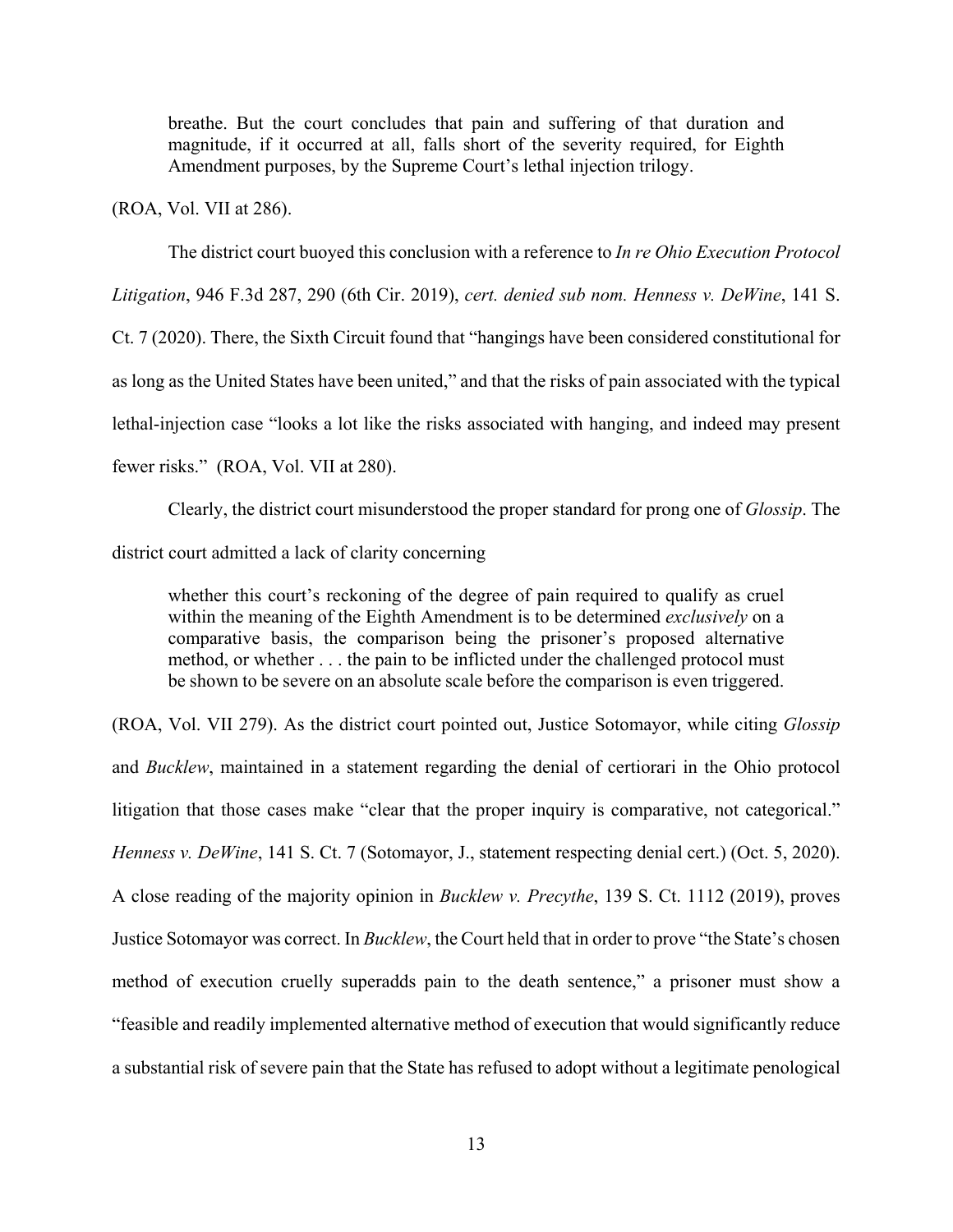> breathe. But the court concludes that pain and suffering of that duration and magnitude, if it occurred at all, falls short of the severity required, for Eighth Amendment purposes, by the Supreme Court's lethal injection trilogy.

(ROA, Vol. VII at 286).

The district court buoyed this conclusion with a reference to *In re Ohio Execution Protocol Litigation*, 946 F.3d 287, 290 (6th Cir. 2019), *cert. denied sub nom. Henness v. DeWine*, 141 S. Ct. 7 (2020). There, the Sixth Circuit found that "hangings have been considered constitutional for as long as the United States have been united," and that the risks of pain associated with the typical lethal-injection case "looks a lot like the risks associated with hanging, and indeed may present fewer risks." (ROA, Vol. VII at 280).

Clearly, the district court misunderstood the proper standard for prong one of *Glossip*. The district court admitted a lack of clarity concerning

> whether this court's reckoning of the degree of pain required to qualify as cruel within the meaning of the Eighth Amendment is to be determined *exclusively* on a comparative basis, the comparison being the prisoner's proposed alternative method, or whether . . . the pain to be inflicted under the challenged protocol must be shown to be severe on an absolute scale before the comparison is even triggered.

(ROA, Vol. VII 279). As the district court pointed out, Justice Sotomayor, while citing *Glossip* and *Bucklew*, maintained in a statement regarding the denial of certiorari in the Ohio protocol litigation that those cases make "clear that the proper inquiry is comparative, not categorical." *Henness v. DeWine*, 141 S. Ct. 7 (Sotomayor, J., statement respecting denial cert.) (Oct. 5, 2020). A close reading of the majority opinion in *Bucklew v. Precythe*, 139 S. Ct. 1112 (2019), proves Justice Sotomayor was correct. In *Bucklew*, the Court held that in order to prove "the State's chosen method of execution cruelly superadds pain to the death sentence," a prisoner must show a "feasible and readily implemented alternative method of execution that would significantly reduce a substantial risk of severe pain that the State has refused to adopt without a legitimate penological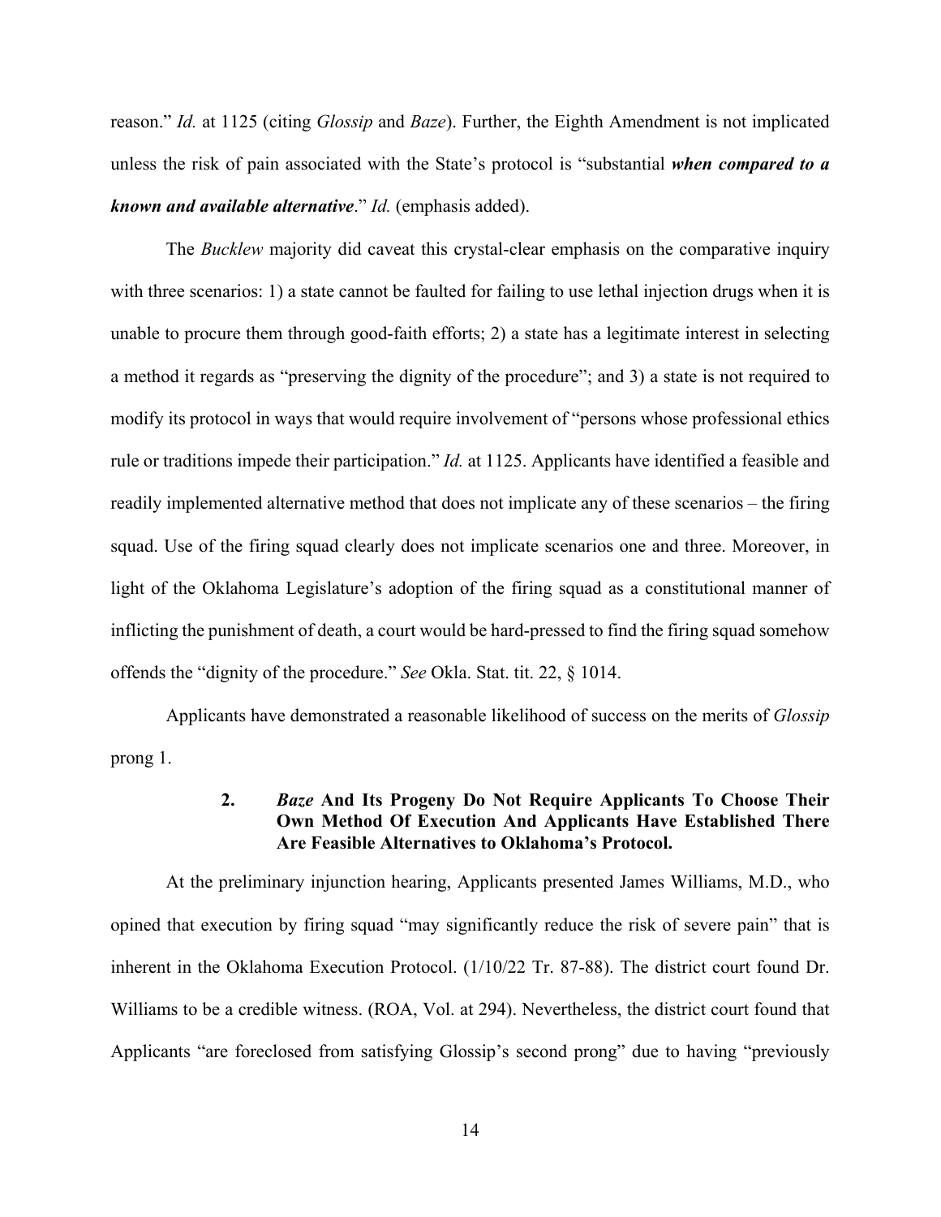reason." *Id.* at 1125 (citing *Glossip* and *Baze*). Further, the Eighth Amendment is not implicated unless the risk of pain associated with the State's protocol is "substantial ***when compared to a known and available alternative***." *Id.* (emphasis added).

The *Bucklew* majority did caveat this crystal-clear emphasis on the comparative inquiry with three scenarios: 1) a state cannot be faulted for failing to use lethal injection drugs when it is unable to procure them through good-faith efforts; 2) a state has a legitimate interest in selecting a method it regards as "preserving the dignity of the procedure"; and 3) a state is not required to modify its protocol in ways that would require involvement of "persons whose professional ethics rule or traditions impede their participation." *Id.* at 1125. Applicants have identified a feasible and readily implemented alternative method that does not implicate any of these scenarios – the firing squad. Use of the firing squad clearly does not implicate scenarios one and three. Moreover, in light of the Oklahoma Legislature's adoption of the firing squad as a constitutional manner of inflicting the punishment of death, a court would be hard-pressed to find the firing squad somehow offends the "dignity of the procedure." *See* Okla. Stat. tit. 22, § 1014.

Applicants have demonstrated a reasonable likelihood of success on the merits of *Glossip* prong 1.

### 2. *Baze* And Its Progeny Do Not Require Applicants To Choose Their Own Method Of Execution And Applicants Have Established There Are Feasible Alternatives to Oklahoma's Protocol.

At the preliminary injunction hearing, Applicants presented James Williams, M.D., who opined that execution by firing squad "may significantly reduce the risk of severe pain" that is inherent in the Oklahoma Execution Protocol. (1/10/22 Tr. 87-88). The district court found Dr. Williams to be a credible witness. (ROA, Vol. at 294). Nevertheless, the district court found that Applicants "are foreclosed from satisfying Glossip's second prong" due to having "previously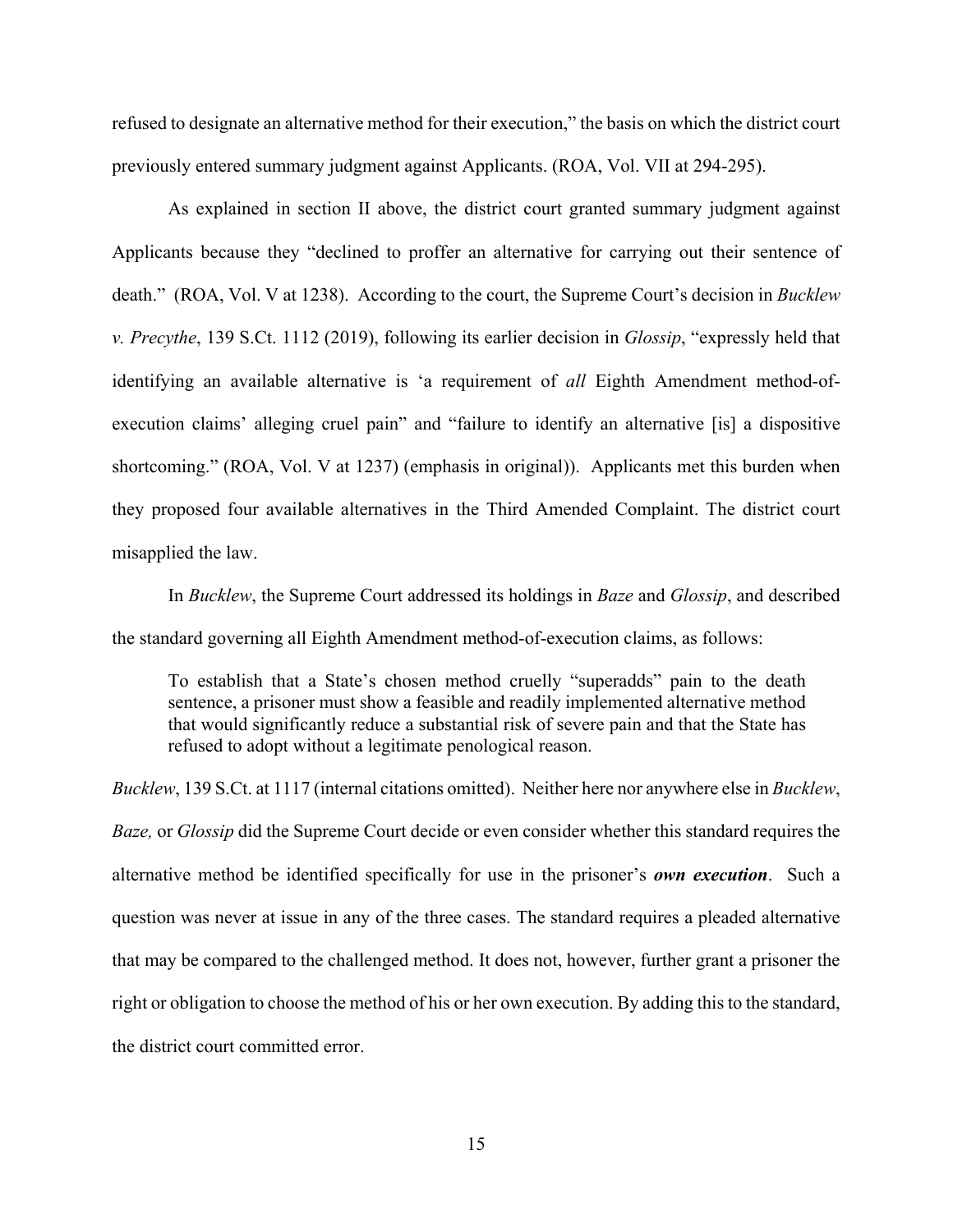refused to designate an alternative method for their execution," the basis on which the district court previously entered summary judgment against Applicants. (ROA, Vol. VII at 294-295).

As explained in section II above, the district court granted summary judgment against Applicants because they "declined to proffer an alternative for carrying out their sentence of death." (ROA, Vol. V at 1238). According to the court, the Supreme Court's decision in *Bucklew v. Precythe*, 139 S.Ct. 1112 (2019), following its earlier decision in *Glossip*, "expressly held that identifying an available alternative is 'a requirement of *all* Eighth Amendment method-of-execution claims' alleging cruel pain" and "failure to identify an alternative [is] a dispositive shortcoming." (ROA, Vol. V at 1237) (emphasis in original)). Applicants met this burden when they proposed four available alternatives in the Third Amended Complaint. The district court misapplied the law.

In *Bucklew*, the Supreme Court addressed its holdings in *Baze* and *Glossip*, and described the standard governing all Eighth Amendment method-of-execution claims, as follows:

> To establish that a State's chosen method cruelly "superadds" pain to the death sentence, a prisoner must show a feasible and readily implemented alternative method that would significantly reduce a substantial risk of severe pain and that the State has refused to adopt without a legitimate penological reason.

*Bucklew*, 139 S.Ct. at 1117 (internal citations omitted). Neither here nor anywhere else in *Bucklew*, *Baze,* or *Glossip* did the Supreme Court decide or even consider whether this standard requires the alternative method be identified specifically for use in the prisoner's ***own execution***. Such a question was never at issue in any of the three cases. The standard requires a pleaded alternative that may be compared to the challenged method. It does not, however, further grant a prisoner the right or obligation to choose the method of his or her own execution. By adding this to the standard, the district court committed error.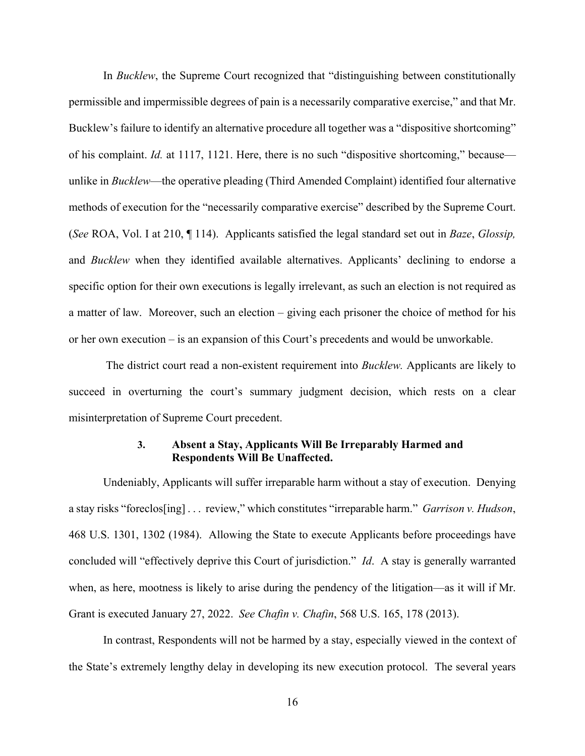In *Bucklew*, the Supreme Court recognized that "distinguishing between constitutionally permissible and impermissible degrees of pain is a necessarily comparative exercise," and that Mr. Bucklew's failure to identify an alternative procedure all together was a "dispositive shortcoming" of his complaint. *Id.* at 1117, 1121. Here, there is no such "dispositive shortcoming," because—unlike in *Bucklew*—the operative pleading (Third Amended Complaint) identified four alternative methods of execution for the "necessarily comparative exercise" described by the Supreme Court. (*See* ROA, Vol. I at 210, ¶ 114). Applicants satisfied the legal standard set out in *Baze*, *Glossip,* and *Bucklew* when they identified available alternatives. Applicants' declining to endorse a specific option for their own executions is legally irrelevant, as such an election is not required as a matter of law. Moreover, such an election – giving each prisoner the choice of method for his or her own execution – is an expansion of this Court's precedents and would be unworkable.

The district court read a non-existent requirement into *Bucklew.* Applicants are likely to succeed in overturning the court's summary judgment decision, which rests on a clear misinterpretation of Supreme Court precedent.

### 3. Absent a Stay, Applicants Will Be Irreparably Harmed and Respondents Will Be Unaffected.

Undeniably, Applicants will suffer irreparable harm without a stay of execution. Denying a stay risks "foreclos[ing] . . . review," which constitutes "irreparable harm." *Garrison v. Hudson*, 468 U.S. 1301, 1302 (1984). Allowing the State to execute Applicants before proceedings have concluded will "effectively deprive this Court of jurisdiction." *Id*. A stay is generally warranted when, as here, mootness is likely to arise during the pendency of the litigation—as it will if Mr. Grant is executed January 27, 2022. *See Chafin v. Chafin*, 568 U.S. 165, 178 (2013).

In contrast, Respondents will not be harmed by a stay, especially viewed in the context of the State's extremely lengthy delay in developing its new execution protocol. The several years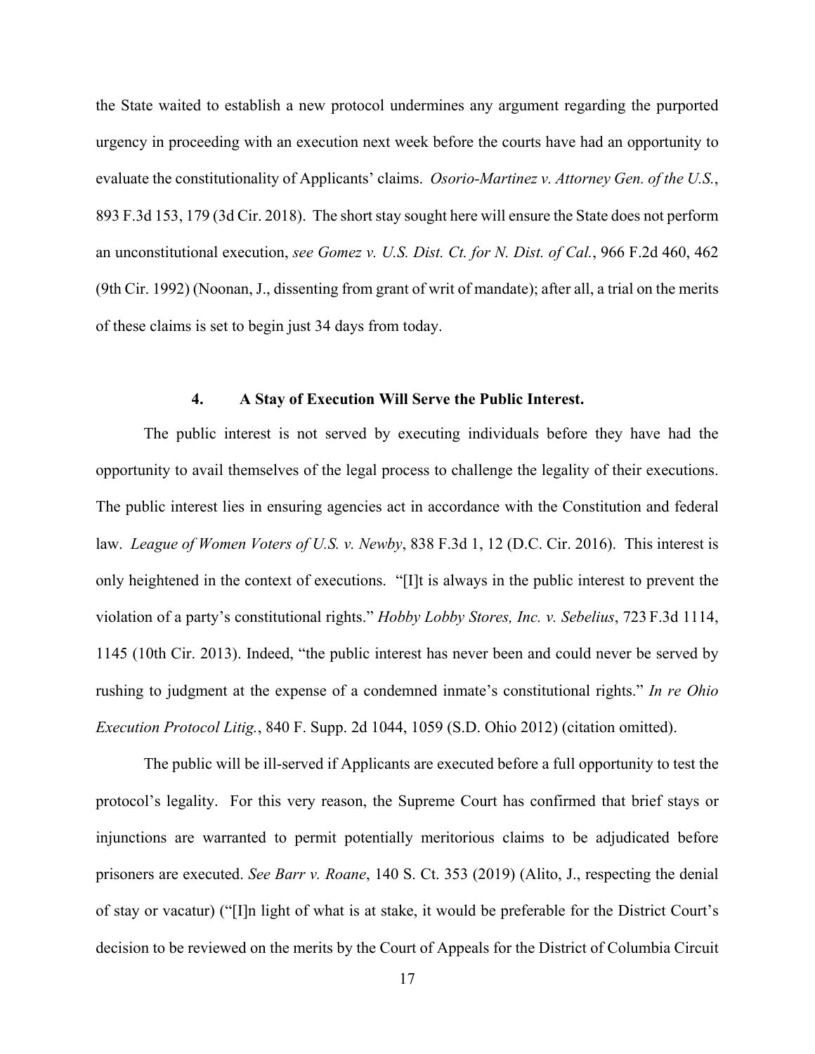the State waited to establish a new protocol undermines any argument regarding the purported urgency in proceeding with an execution next week before the courts have had an opportunity to evaluate the constitutionality of Applicants' claims. *Osorio-Martinez v. Attorney Gen. of the U.S.*, 893 F.3d 153, 179 (3d Cir. 2018). The short stay sought here will ensure the State does not perform an unconstitutional execution, *see Gomez v. U.S. Dist. Ct. for N. Dist. of Cal.*, 966 F.2d 460, 462 (9th Cir. 1992) (Noonan, J., dissenting from grant of writ of mandate); after all, a trial on the merits of these claims is set to begin just 34 days from today.

#### 4. A Stay of Execution Will Serve the Public Interest.

The public interest is not served by executing individuals before they have had the opportunity to avail themselves of the legal process to challenge the legality of their executions. The public interest lies in ensuring agencies act in accordance with the Constitution and federal law. *League of Women Voters of U.S. v. Newby*, 838 F.3d 1, 12 (D.C. Cir. 2016). This interest is only heightened in the context of executions. "[I]t is always in the public interest to prevent the violation of a party's constitutional rights." *Hobby Lobby Stores, Inc. v. Sebelius*, 723 F.3d 1114, 1145 (10th Cir. 2013). Indeed, "the public interest has never been and could never be served by rushing to judgment at the expense of a condemned inmate's constitutional rights." *In re Ohio Execution Protocol Litig.*, 840 F. Supp. 2d 1044, 1059 (S.D. Ohio 2012) (citation omitted).

The public will be ill-served if Applicants are executed before a full opportunity to test the protocol's legality. For this very reason, the Supreme Court has confirmed that brief stays or injunctions are warranted to permit potentially meritorious claims to be adjudicated before prisoners are executed. *See Barr v. Roane*, 140 S. Ct. 353 (2019) (Alito, J., respecting the denial of stay or vacatur) ("[I]n light of what is at stake, it would be preferable for the District Court's decision to be reviewed on the merits by the Court of Appeals for the District of Columbia Circuit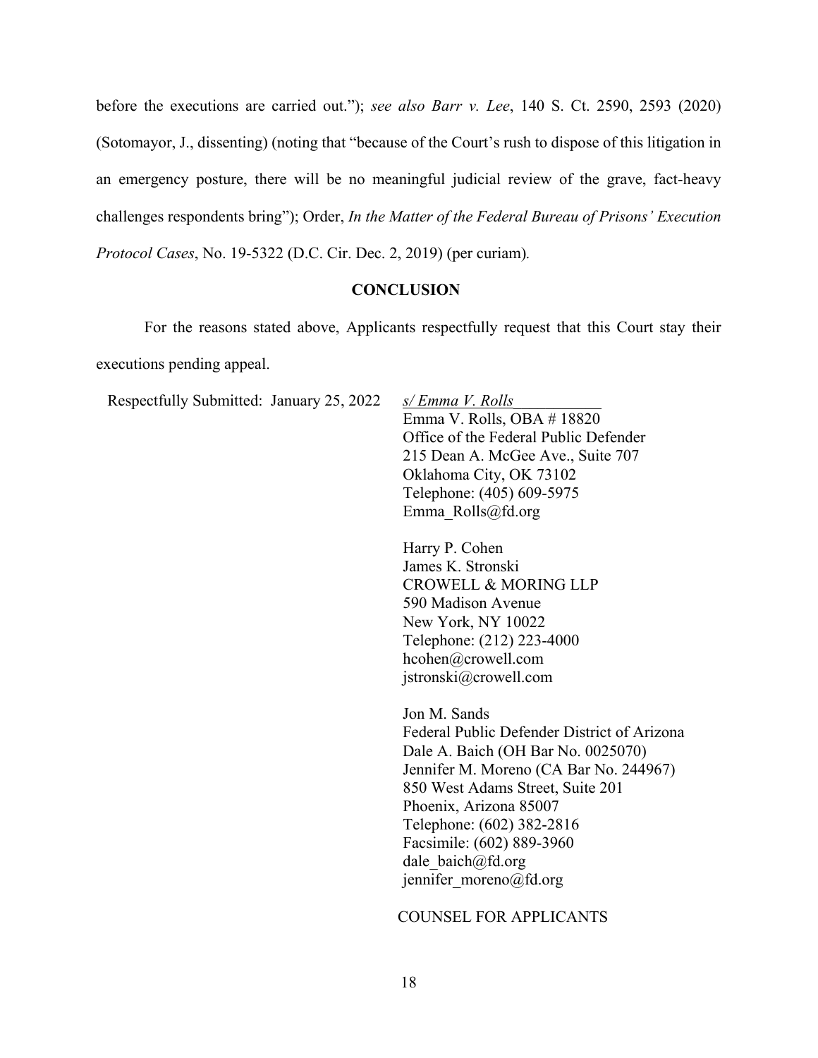before the executions are carried out."); *see also Barr v. Lee*, 140 S. Ct. 2590, 2593 (2020) (Sotomayor, J., dissenting) (noting that "because of the Court's rush to dispose of this litigation in an emergency posture, there will be no meaningful judicial review of the grave, fact-heavy challenges respondents bring"); Order, *In the Matter of the Federal Bureau of Prisons' Execution Protocol Cases*, No. 19-5322 (D.C. Cir. Dec. 2, 2019) (per curiam).

## CONCLUSION

For the reasons stated above, Applicants respectfully request that this Court stay their executions pending appeal.

Respectfully Submitted: January 25, 2022

*s/ Emma V. Rolls*
Emma V. Rolls, OBA # 18820
Office of the Federal Public Defender
215 Dean A. McGee Ave., Suite 707
Oklahoma City, OK 73102
Telephone: (405) 609-5975
Emma_Rolls@fd.org

Harry P. Cohen
James K. Stronski
CROWELL & MORING LLP
590 Madison Avenue
New York, NY 10022
Telephone: (212) 223-4000
hcohen@crowell.com
jstronski@crowell.com

Jon M. Sands
Federal Public Defender District of Arizona
Dale A. Baich (OH Bar No. 0025070)
Jennifer M. Moreno (CA Bar No. 244967)
850 West Adams Street, Suite 201
Phoenix, Arizona 85007
Telephone: (602) 382-2816
Facsimile: (602) 889-3960
dale_baich@fd.org
jennifer_moreno@fd.org

COUNSEL FOR APPLICANTS